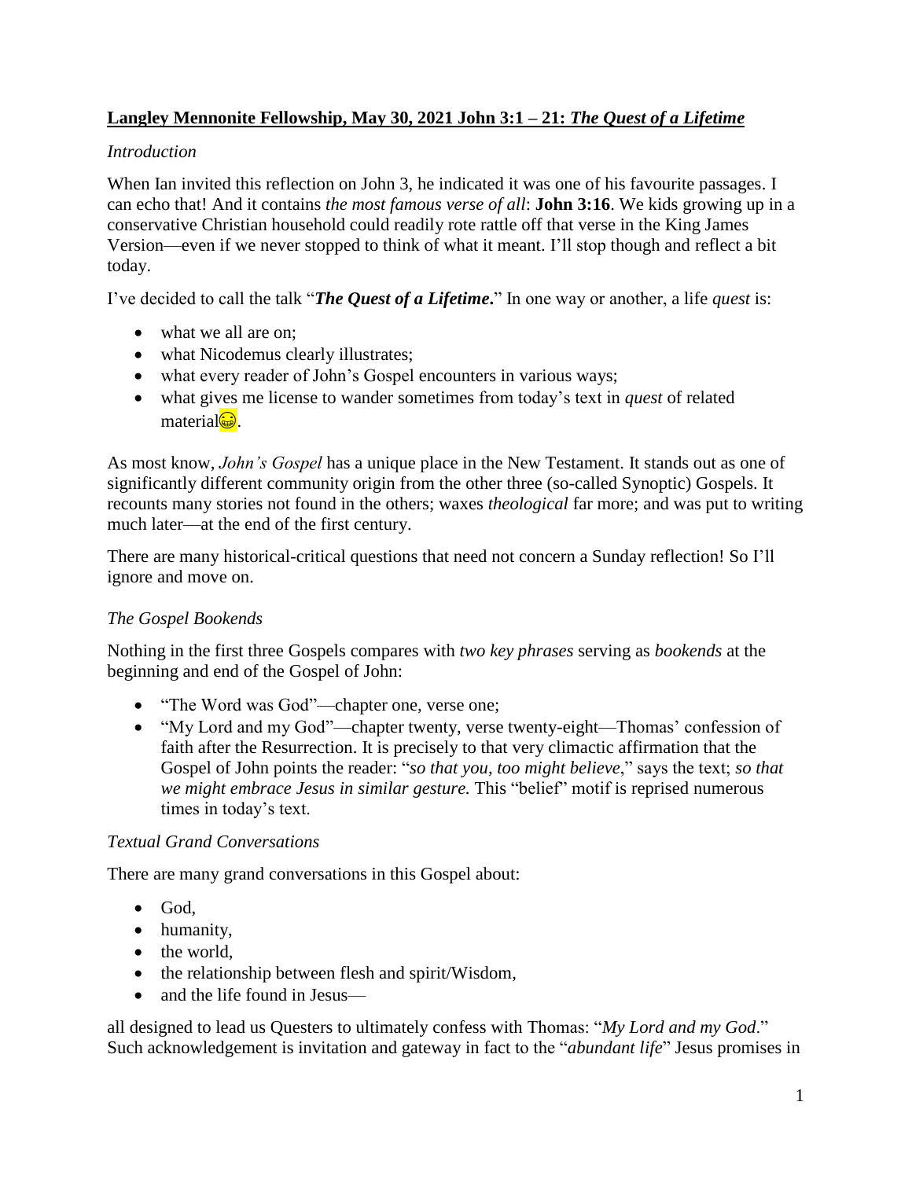# **Langley Mennonite Fellowship, May 30, 2021 John 3:1 – 21: *The Quest of a Lifetime***

*Introduction*

When Ian invited this reflection on John 3, he indicated it was one of his favourite passages. I can echo that! And it contains *the most famous verse of all*: **John 3:16**. We kids growing up in a conservative Christian household could readily rote rattle off that verse in the King James Version—even if we never stopped to think of what it meant. I'll stop though and reflect a bit today.

I've decided to call the talk "***The Quest of a Lifetime***." In one way or another, a life *quest* is:

- what we all are on;
- what Nicodemus clearly illustrates;
- what every reader of John's Gospel encounters in various ways;
- what gives me license to wander sometimes from today's text in *quest* of related material😁.

As most know, *John's Gospel* has a unique place in the New Testament. It stands out as one of significantly different community origin from the other three (so-called Synoptic) Gospels. It recounts many stories not found in the others; waxes *theological* far more; and was put to writing much later—at the end of the first century.

There are many historical-critical questions that need not concern a Sunday reflection! So I'll ignore and move on.

*The Gospel Bookends*

Nothing in the first three Gospels compares with *two key phrases* serving as *bookends* at the beginning and end of the Gospel of John:

- "The Word was God"—chapter one, verse one;
- "My Lord and my God"—chapter twenty, verse twenty-eight—Thomas' confession of faith after the Resurrection. It is precisely to that very climactic affirmation that the Gospel of John points the reader: "*so that you, too might believe*," says the text; *so that we might embrace Jesus in similar gesture.* This "belief" motif is reprised numerous times in today's text.

*Textual Grand Conversations*

There are many grand conversations in this Gospel about:

- God,
- humanity,
- the world,
- the relationship between flesh and spirit/Wisdom,
- and the life found in Jesus—

all designed to lead us Questers to ultimately confess with Thomas: "*My Lord and my God*." Such acknowledgement is invitation and gateway in fact to the "*abundant life*" Jesus promises in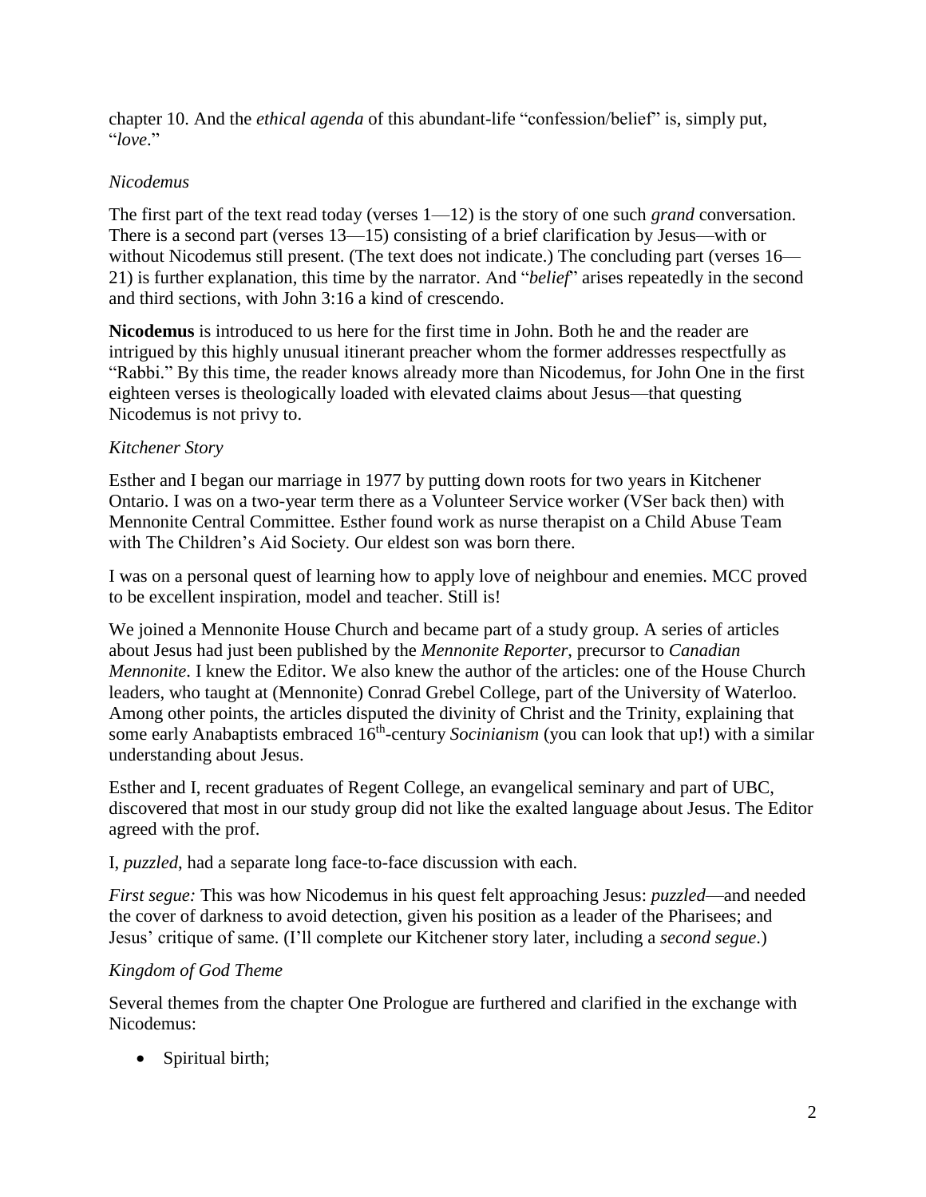chapter 10. And the *ethical agenda* of this abundant-life "confession/belief" is, simply put, "*love*."

*Nicodemus*

The first part of the text read today (verses 1—12) is the story of one such *grand* conversation. There is a second part (verses 13—15) consisting of a brief clarification by Jesus—with or without Nicodemus still present. (The text does not indicate.) The concluding part (verses 16—21) is further explanation, this time by the narrator. And "*belief*" arises repeatedly in the second and third sections, with John 3:16 a kind of crescendo.

**Nicodemus** is introduced to us here for the first time in John. Both he and the reader are intrigued by this highly unusual itinerant preacher whom the former addresses respectfully as "Rabbi." By this time, the reader knows already more than Nicodemus, for John One in the first eighteen verses is theologically loaded with elevated claims about Jesus—that questing Nicodemus is not privy to.

*Kitchener Story*

Esther and I began our marriage in 1977 by putting down roots for two years in Kitchener Ontario. I was on a two-year term there as a Volunteer Service worker (VSer back then) with Mennonite Central Committee. Esther found work as nurse therapist on a Child Abuse Team with The Children's Aid Society. Our eldest son was born there.

I was on a personal quest of learning how to apply love of neighbour and enemies. MCC proved to be excellent inspiration, model and teacher. Still is!

We joined a Mennonite House Church and became part of a study group. A series of articles about Jesus had just been published by the *Mennonite Reporter*, precursor to *Canadian Mennonite*. I knew the Editor. We also knew the author of the articles: one of the House Church leaders, who taught at (Mennonite) Conrad Grebel College, part of the University of Waterloo. Among other points, the articles disputed the divinity of Christ and the Trinity, explaining that some early Anabaptists embraced 16th-century *Socinianism* (you can look that up!) with a similar understanding about Jesus.

Esther and I, recent graduates of Regent College, an evangelical seminary and part of UBC, discovered that most in our study group did not like the exalted language about Jesus. The Editor agreed with the prof.

I, *puzzled*, had a separate long face-to-face discussion with each.

*First segue:* This was how Nicodemus in his quest felt approaching Jesus: *puzzled*—and needed the cover of darkness to avoid detection, given his position as a leader of the Pharisees; and Jesus' critique of same. (I'll complete our Kitchener story later, including a *second segue*.)

*Kingdom of God Theme*

Several themes from the chapter One Prologue are furthered and clarified in the exchange with Nicodemus:

- Spiritual birth;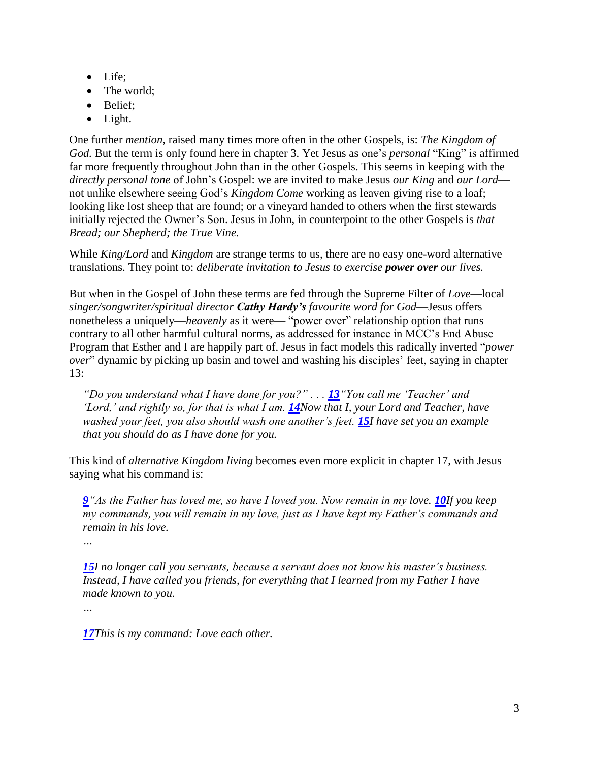- Life;
- The world;
- Belief;
- Light.

One further *mention*, raised many times more often in the other Gospels, is: *The Kingdom of God.* But the term is only found here in chapter 3. Yet Jesus as one's *personal* "King" is affirmed far more frequently throughout John than in the other Gospels. This seems in keeping with the *directly personal tone* of John's Gospel: we are invited to make Jesus *our King* and *our Lord*—not unlike elsewhere seeing God's *Kingdom Come* working as leaven giving rise to a loaf; looking like lost sheep that are found; or a vineyard handed to others when the first stewards initially rejected the Owner's Son. Jesus in John, in counterpoint to the other Gospels is *that Bread; our Shepherd; the True Vine.*

While *King/Lord* and *Kingdom* are strange terms to us, there are no easy one-word alternative translations. They point to: *deliberate invitation to Jesus to exercise* ***power over*** *our lives.*

But when in the Gospel of John these terms are fed through the Supreme Filter of *Love*—local *singer/songwriter/spiritual director* ***Cathy Hardy's*** *favourite word for God*—Jesus offers nonetheless a uniquely—*heavenly* as it were— "power over" relationship option that runs contrary to all other harmful cultural norms, as addressed for instance in MCC's End Abuse Program that Esther and I are happily part of. Jesus in fact models this radically inverted "*power over*" dynamic by picking up basin and towel and washing his disciples' feet, saying in chapter 13:

> *"Do you understand what I have done for you?" . . .* ***13*** *"You call me 'Teacher' and 'Lord,' and rightly so, for that is what I am.* ***14*** *Now that I, your Lord and Teacher, have washed your feet, you also should wash one another's feet.* ***15*** *I have set you an example that you should do as I have done for you.*

This kind of *alternative Kingdom living* becomes even more explicit in chapter 17, with Jesus saying what his command is:

> ***9*** *"As the Father has loved me, so have I loved you. Now remain in my love.* ***10*** *If you keep my commands, you will remain in my love, just as I have kept my Father's commands and remain in his love.*
>
> *…*
>
> ***15*** *I no longer call you servants, because a servant does not know his master's business. Instead, I have called you friends, for everything that I learned from my Father I have made known to you.*
>
> *…*
>
> ***17*** *This is my command: Love each other.*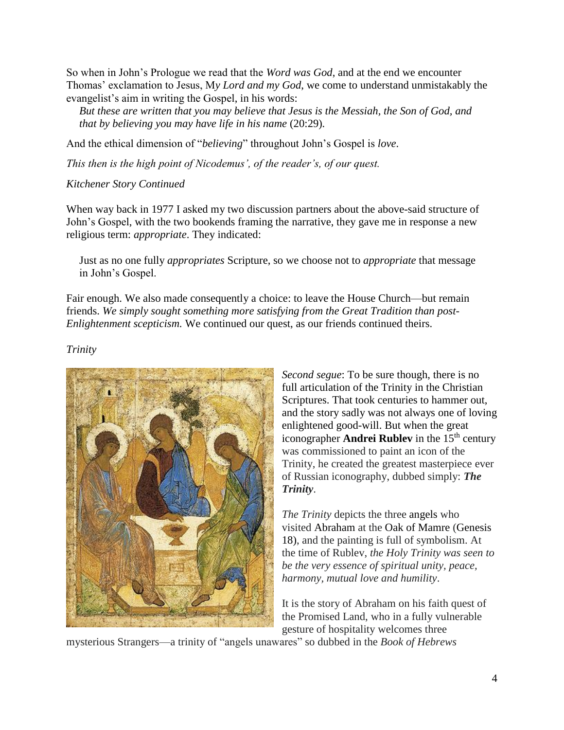So when in John's Prologue we read that the *Word was God*, and at the end we encounter Thomas' exclamation to Jesus, M*y Lord and my God*, we come to understand unmistakably the evangelist's aim in writing the Gospel, in his words:

> *But these are written that you may believe that Jesus is the Messiah, the Son of God, and that by believing you may have life in his name* (20:29).

And the ethical dimension of "*believing*" throughout John's Gospel is *love*.

*This then is the high point of Nicodemus', of the reader's, of our quest.*

*Kitchener Story Continued*

When way back in 1977 I asked my two discussion partners about the above-said structure of John's Gospel, with the two bookends framing the narrative, they gave me in response a new religious term: *appropriate*. They indicated:

> Just as no one fully *appropriates* Scripture, so we choose not to *appropriate* that message in John's Gospel.

Fair enough. We also made consequently a choice: to leave the House Church—but remain friends. *We simply sought something more satisfying from the Great Tradition than post-Enlightenment scepticism.* We continued our quest, as our friends continued theirs.

*Trinity*

*Second segue*: To be sure though, there is no full articulation of the Trinity in the Christian Scriptures. That took centuries to hammer out, and the story sadly was not always one of loving enlightened good-will. But when the great iconographer **Andrei Rublev** in the 15th century was commissioned to paint an icon of the Trinity, he created the greatest masterpiece ever of Russian iconography, dubbed simply: ***The Trinity***.

*The Trinity* depicts the three angels who visited Abraham at the Oak of Mamre (Genesis 18), and the painting is full of symbolism. At the time of Rublev, *the Holy Trinity was seen to be the very essence of spiritual unity, peace, harmony, mutual love and humility*.

It is the story of Abraham on his faith quest of the Promised Land, who in a fully vulnerable gesture of hospitality welcomes three mysterious Strangers—a trinity of "angels unawares" so dubbed in the *Book of Hebrews*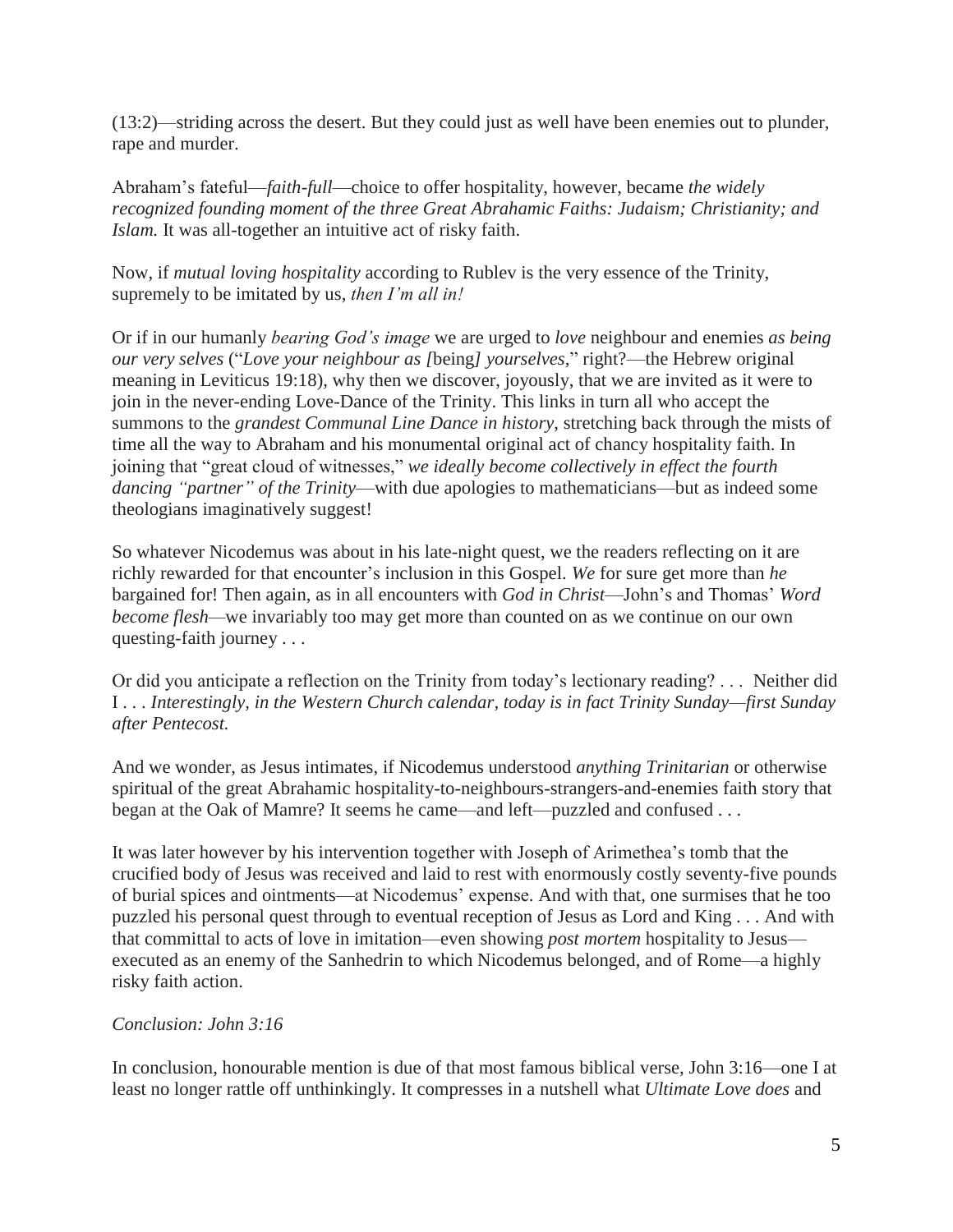(13:2)—striding across the desert. But they could just as well have been enemies out to plunder, rape and murder.

Abraham's fateful—*faith-full*—choice to offer hospitality, however, became *the widely recognized founding moment of the three Great Abrahamic Faiths: Judaism; Christianity; and Islam.* It was all-together an intuitive act of risky faith.

Now, if *mutual loving hospitality* according to Rublev is the very essence of the Trinity, supremely to be imitated by us, *then I'm all in!*

Or if in our humanly *bearing God's image* we are urged to *love* neighbour and enemies *as being our very selves* ("*Love your neighbour as [*being*] yourselves*," right?—the Hebrew original meaning in Leviticus 19:18), why then we discover, joyously, that we are invited as it were to join in the never-ending Love-Dance of the Trinity. This links in turn all who accept the summons to the *grandest Communal Line Dance in history*, stretching back through the mists of time all the way to Abraham and his monumental original act of chancy hospitality faith. In joining that "great cloud of witnesses," *we ideally become collectively in effect the fourth dancing "partner" of the Trinity*—with due apologies to mathematicians—but as indeed some theologians imaginatively suggest!

So whatever Nicodemus was about in his late-night quest, we the readers reflecting on it are richly rewarded for that encounter's inclusion in this Gospel. *We* for sure get more than *he* bargained for! Then again, as in all encounters with *God in Christ*—John's and Thomas' *Word become flesh*—we invariably too may get more than counted on as we continue on our own questing-faith journey . . .

Or did you anticipate a reflection on the Trinity from today's lectionary reading? . . . Neither did I . . . *Interestingly, in the Western Church calendar, today is in fact Trinity Sunday—first Sunday after Pentecost.*

And we wonder, as Jesus intimates, if Nicodemus understood *anything Trinitarian* or otherwise spiritual of the great Abrahamic hospitality-to-neighbours-strangers-and-enemies faith story that began at the Oak of Mamre? It seems he came—and left—puzzled and confused . . .

It was later however by his intervention together with Joseph of Arimethea's tomb that the crucified body of Jesus was received and laid to rest with enormously costly seventy-five pounds of burial spices and ointments—at Nicodemus' expense. And with that, one surmises that he too puzzled his personal quest through to eventual reception of Jesus as Lord and King . . . And with that committal to acts of love in imitation—even showing *post mortem* hospitality to Jesus—executed as an enemy of the Sanhedrin to which Nicodemus belonged, and of Rome—a highly risky faith action.

*Conclusion: John 3:16*

In conclusion, honourable mention is due of that most famous biblical verse, John 3:16—one I at least no longer rattle off unthinkingly. It compresses in a nutshell what *Ultimate Love does* and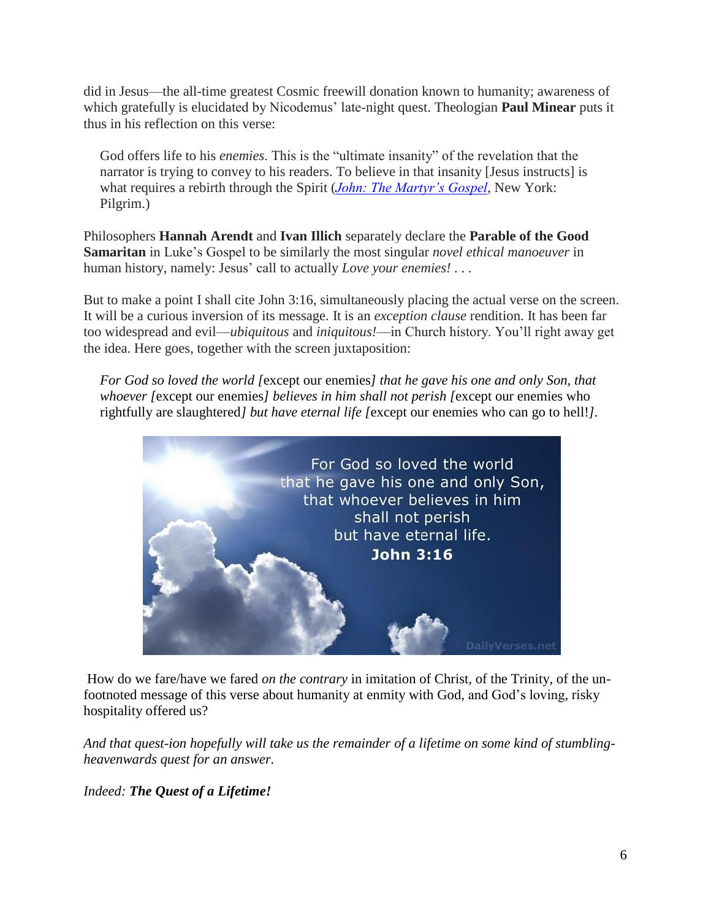did in Jesus—the all-time greatest Cosmic freewill donation known to humanity; awareness of which gratefully is elucidated by Nicodemus' late-night quest. Theologian **Paul Minear** puts it thus in his reflection on this verse:

> God offers life to his *enemies*. This is the "ultimate insanity" of the revelation that the narrator is trying to convey to his readers. To believe in that insanity [Jesus instructs] is what requires a rebirth through the Spirit (*John: The Martyr's Gospel*, New York: Pilgrim.)

Philosophers **Hannah Arendt** and **Ivan Illich** separately declare the **Parable of the Good Samaritan** in Luke's Gospel to be similarly the most singular *novel ethical manoeuver* in human history, namely: Jesus' call to actually *Love your enemies!* . . .

But to make a point I shall cite John 3:16, simultaneously placing the actual verse on the screen. It will be a curious inversion of its message. It is an *exception clause* rendition. It has been far too widespread and evil—*ubiquitous* and *iniquitous!*—in Church history. You'll right away get the idea. Here goes, together with the screen juxtaposition:

> *For God so loved the world [*except our enemies*] that he gave his one and only Son, that whoever [*except our enemies*] believes in him shall not perish [*except our enemies who rightfully are slaughtered*] but have eternal life [*except our enemies who can go to hell!*]*.

For God so loved the world
that he gave his one and only Son,
that whoever believes in him
shall not perish
but have eternal life.
**John 3:16**

DailyVerses.net

How do we fare/have we fared *on the contrary* in imitation of Christ, of the Trinity, of the un-footnoted message of this verse about humanity at enmity with God, and God's loving, risky hospitality offered us?

*And that quest-ion hopefully will take us the remainder of a lifetime on some kind of stumbling-heavenwards quest for an answer.*

*Indeed: **The Quest of a Lifetime!***